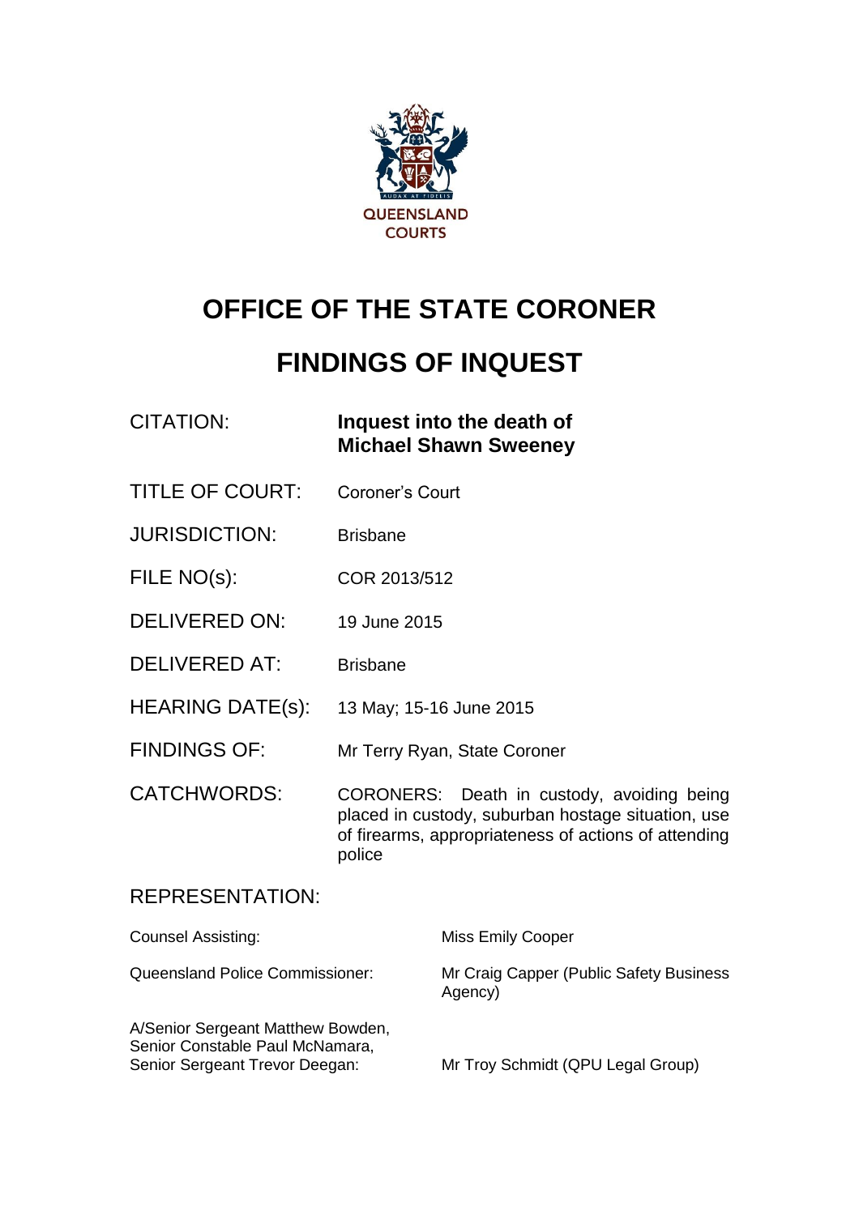QUEENSLAND COURTS

# OFFICE OF THE STATE CORONER

# FINDINGS OF INQUEST

| | |
|---|---|
| CITATION: | **Inquest into the death of Michael Shawn Sweeney** |
| TITLE OF COURT: | Coroner's Court |
| JURISDICTION: | Brisbane |
| FILE NO(s): | COR 2013/512 |
| DELIVERED ON: | 19 June 2015 |
| DELIVERED AT: | Brisbane |
| HEARING DATE(s): | 13 May; 15-16 June 2015 |
| FINDINGS OF: | Mr Terry Ryan, State Coroner |
| CATCHWORDS: | CORONERS: Death in custody, avoiding being placed in custody, suburban hostage situation, use of firearms, appropriateness of actions of attending police |

## REPRESENTATION:

| | |
|---|---|
| Counsel Assisting: | Miss Emily Cooper |
| Queensland Police Commissioner: | Mr Craig Capper (Public Safety Business Agency) |
| A/Senior Sergeant Matthew Bowden, Senior Constable Paul McNamara, Senior Sergeant Trevor Deegan: | Mr Troy Schmidt (QPU Legal Group) |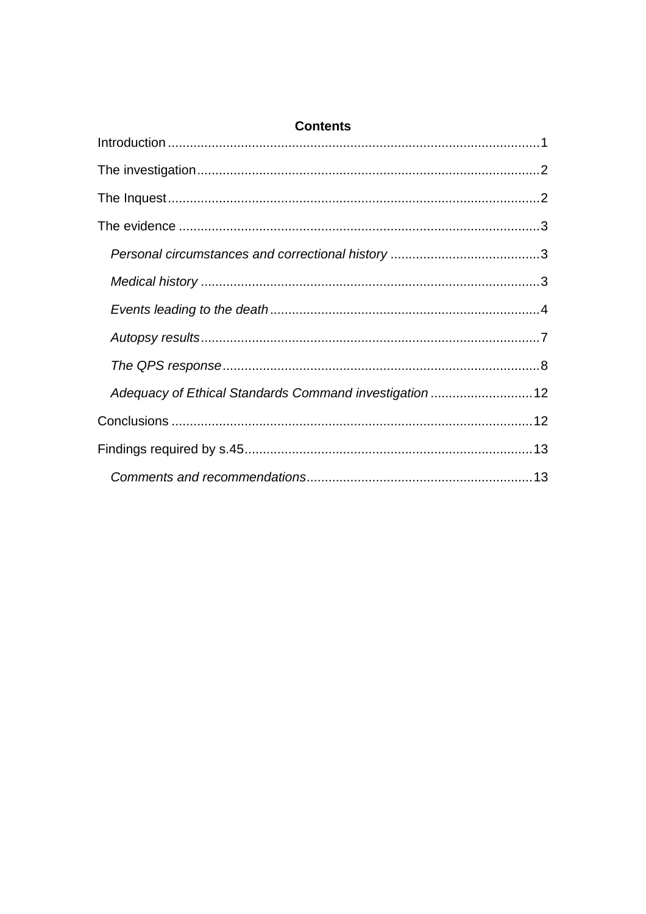**Contents**

Introduction ..................................................................................................... 1

The investigation ............................................................................................ 2

The Inquest ..................................................................................................... 2

The evidence .................................................................................................. 3

*Personal circumstances and correctional history* ......................................... 3

*Medical history* ............................................................................................ 3

*Events leading to the death* ......................................................................... 4

*Autopsy results* ............................................................................................ 7

*The QPS response* ...................................................................................... 8

*Adequacy of Ethical Standards Command investigation* ............................ 12

Conclusions .................................................................................................. 12

Findings required by s.45 .............................................................................. 13

*Comments and recommendations* ............................................................. 13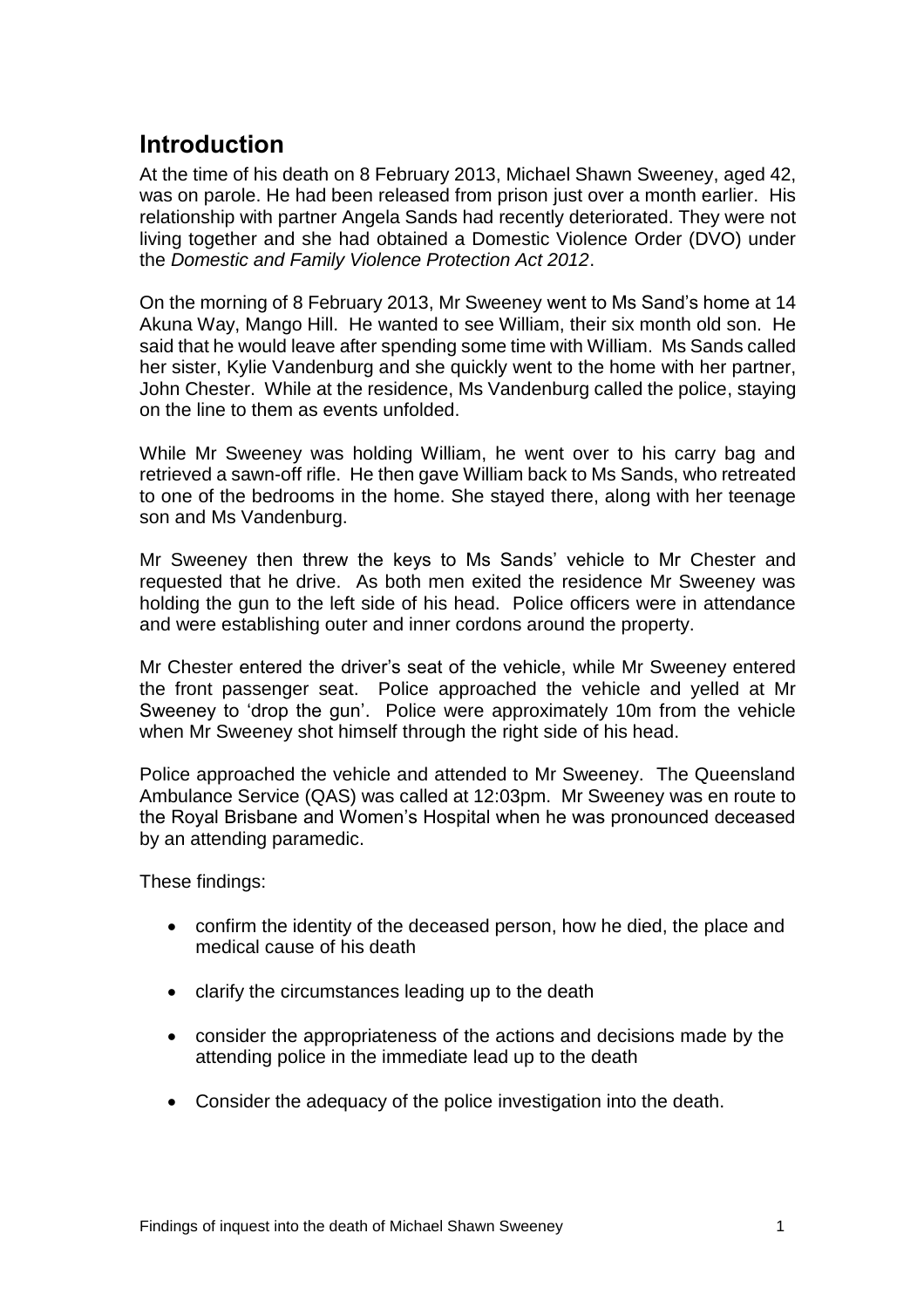## Introduction

At the time of his death on 8 February 2013, Michael Shawn Sweeney, aged 42, was on parole. He had been released from prison just over a month earlier. His relationship with partner Angela Sands had recently deteriorated. They were not living together and she had obtained a Domestic Violence Order (DVO) under the *Domestic and Family Violence Protection Act 2012*.

On the morning of 8 February 2013, Mr Sweeney went to Ms Sand's home at 14 Akuna Way, Mango Hill. He wanted to see William, their six month old son. He said that he would leave after spending some time with William. Ms Sands called her sister, Kylie Vandenburg and she quickly went to the home with her partner, John Chester. While at the residence, Ms Vandenburg called the police, staying on the line to them as events unfolded.

While Mr Sweeney was holding William, he went over to his carry bag and retrieved a sawn-off rifle. He then gave William back to Ms Sands, who retreated to one of the bedrooms in the home. She stayed there, along with her teenage son and Ms Vandenburg.

Mr Sweeney then threw the keys to Ms Sands' vehicle to Mr Chester and requested that he drive. As both men exited the residence Mr Sweeney was holding the gun to the left side of his head. Police officers were in attendance and were establishing outer and inner cordons around the property.

Mr Chester entered the driver's seat of the vehicle, while Mr Sweeney entered the front passenger seat. Police approached the vehicle and yelled at Mr Sweeney to 'drop the gun'. Police were approximately 10m from the vehicle when Mr Sweeney shot himself through the right side of his head.

Police approached the vehicle and attended to Mr Sweeney. The Queensland Ambulance Service (QAS) was called at 12:03pm. Mr Sweeney was en route to the Royal Brisbane and Women's Hospital when he was pronounced deceased by an attending paramedic.

These findings:

- confirm the identity of the deceased person, how he died, the place and medical cause of his death
- clarify the circumstances leading up to the death
- consider the appropriateness of the actions and decisions made by the attending police in the immediate lead up to the death
- Consider the adequacy of the police investigation into the death.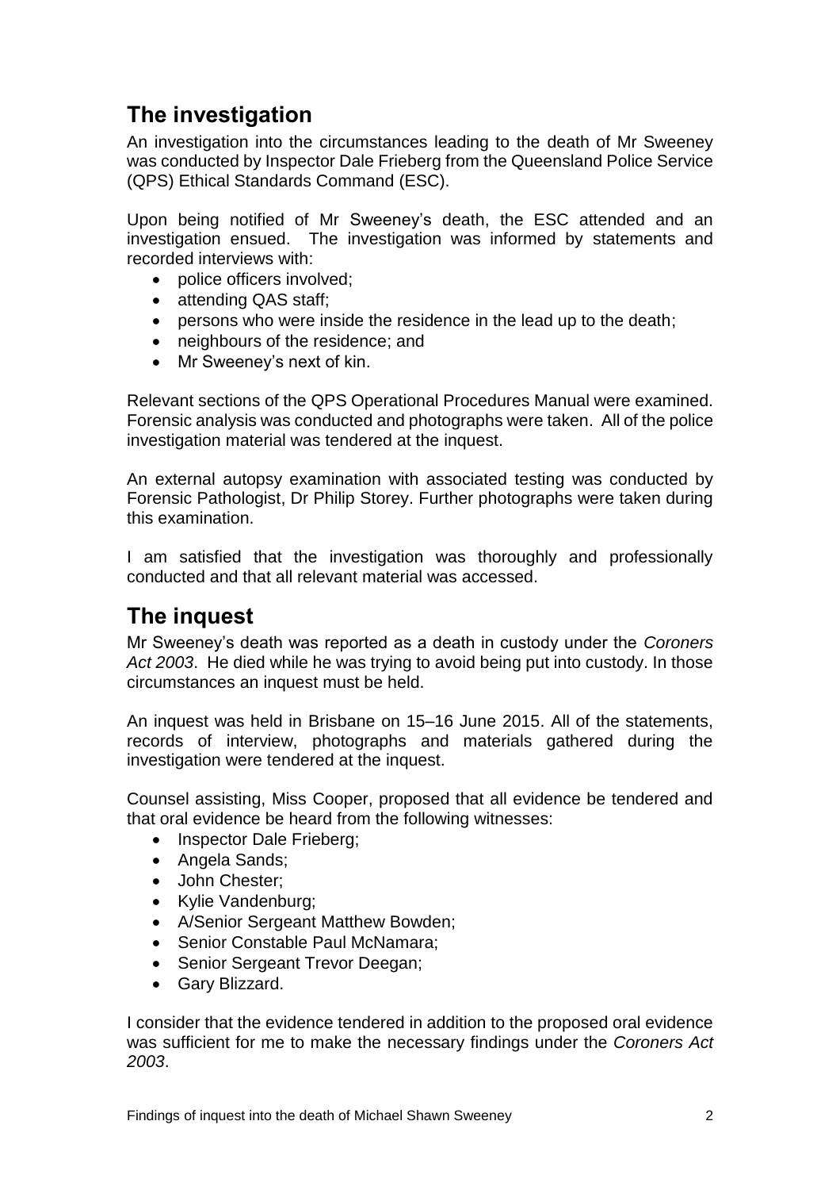## The investigation

An investigation into the circumstances leading to the death of Mr Sweeney was conducted by Inspector Dale Frieberg from the Queensland Police Service (QPS) Ethical Standards Command (ESC).

Upon being notified of Mr Sweeney's death, the ESC attended and an investigation ensued. The investigation was informed by statements and recorded interviews with:

- police officers involved;
- attending QAS staff;
- persons who were inside the residence in the lead up to the death;
- neighbours of the residence; and
- Mr Sweeney's next of kin.

Relevant sections of the QPS Operational Procedures Manual were examined. Forensic analysis was conducted and photographs were taken. All of the police investigation material was tendered at the inquest.

An external autopsy examination with associated testing was conducted by Forensic Pathologist, Dr Philip Storey. Further photographs were taken during this examination.

I am satisfied that the investigation was thoroughly and professionally conducted and that all relevant material was accessed.

## The inquest

Mr Sweeney's death was reported as a death in custody under the *Coroners Act 2003*. He died while he was trying to avoid being put into custody. In those circumstances an inquest must be held.

An inquest was held in Brisbane on 15–16 June 2015. All of the statements, records of interview, photographs and materials gathered during the investigation were tendered at the inquest.

Counsel assisting, Miss Cooper, proposed that all evidence be tendered and that oral evidence be heard from the following witnesses:

- Inspector Dale Frieberg;
- Angela Sands;
- John Chester;
- Kylie Vandenburg;
- A/Senior Sergeant Matthew Bowden;
- Senior Constable Paul McNamara;
- Senior Sergeant Trevor Deegan;
- Gary Blizzard.

I consider that the evidence tendered in addition to the proposed oral evidence was sufficient for me to make the necessary findings under the *Coroners Act 2003*.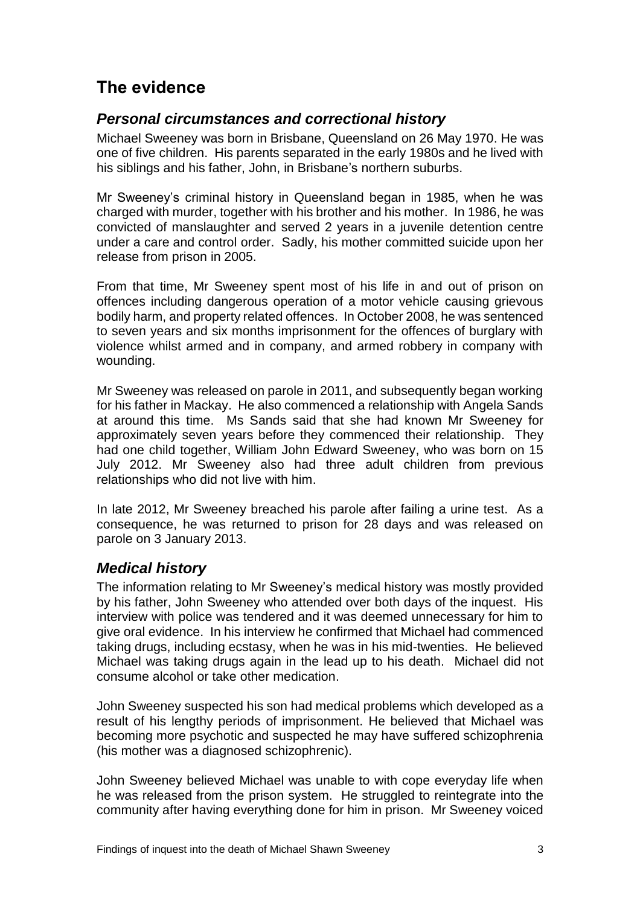## The evidence

### *Personal circumstances and correctional history*

Michael Sweeney was born in Brisbane, Queensland on 26 May 1970. He was one of five children. His parents separated in the early 1980s and he lived with his siblings and his father, John, in Brisbane's northern suburbs.

Mr Sweeney's criminal history in Queensland began in 1985, when he was charged with murder, together with his brother and his mother. In 1986, he was convicted of manslaughter and served 2 years in a juvenile detention centre under a care and control order. Sadly, his mother committed suicide upon her release from prison in 2005.

From that time, Mr Sweeney spent most of his life in and out of prison on offences including dangerous operation of a motor vehicle causing grievous bodily harm, and property related offences. In October 2008, he was sentenced to seven years and six months imprisonment for the offences of burglary with violence whilst armed and in company, and armed robbery in company with wounding.

Mr Sweeney was released on parole in 2011, and subsequently began working for his father in Mackay. He also commenced a relationship with Angela Sands at around this time. Ms Sands said that she had known Mr Sweeney for approximately seven years before they commenced their relationship. They had one child together, William John Edward Sweeney, who was born on 15 July 2012. Mr Sweeney also had three adult children from previous relationships who did not live with him.

In late 2012, Mr Sweeney breached his parole after failing a urine test. As a consequence, he was returned to prison for 28 days and was released on parole on 3 January 2013.

### *Medical history*

The information relating to Mr Sweeney's medical history was mostly provided by his father, John Sweeney who attended over both days of the inquest. His interview with police was tendered and it was deemed unnecessary for him to give oral evidence. In his interview he confirmed that Michael had commenced taking drugs, including ecstasy, when he was in his mid-twenties. He believed Michael was taking drugs again in the lead up to his death. Michael did not consume alcohol or take other medication.

John Sweeney suspected his son had medical problems which developed as a result of his lengthy periods of imprisonment. He believed that Michael was becoming more psychotic and suspected he may have suffered schizophrenia (his mother was a diagnosed schizophrenic).

John Sweeney believed Michael was unable to with cope everyday life when he was released from the prison system. He struggled to reintegrate into the community after having everything done for him in prison. Mr Sweeney voiced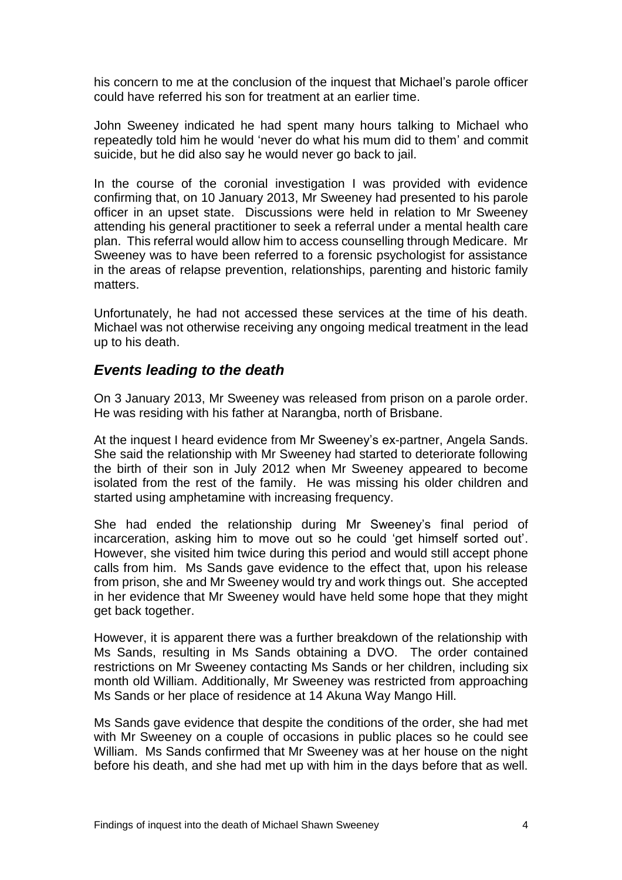his concern to me at the conclusion of the inquest that Michael's parole officer could have referred his son for treatment at an earlier time.

John Sweeney indicated he had spent many hours talking to Michael who repeatedly told him he would 'never do what his mum did to them' and commit suicide, but he did also say he would never go back to jail.

In the course of the coronial investigation I was provided with evidence confirming that, on 10 January 2013, Mr Sweeney had presented to his parole officer in an upset state. Discussions were held in relation to Mr Sweeney attending his general practitioner to seek a referral under a mental health care plan. This referral would allow him to access counselling through Medicare. Mr Sweeney was to have been referred to a forensic psychologist for assistance in the areas of relapse prevention, relationships, parenting and historic family matters.

Unfortunately, he had not accessed these services at the time of his death. Michael was not otherwise receiving any ongoing medical treatment in the lead up to his death.

## *Events leading to the death*

On 3 January 2013, Mr Sweeney was released from prison on a parole order. He was residing with his father at Narangba, north of Brisbane.

At the inquest I heard evidence from Mr Sweeney's ex-partner, Angela Sands. She said the relationship with Mr Sweeney had started to deteriorate following the birth of their son in July 2012 when Mr Sweeney appeared to become isolated from the rest of the family. He was missing his older children and started using amphetamine with increasing frequency.

She had ended the relationship during Mr Sweeney's final period of incarceration, asking him to move out so he could 'get himself sorted out'. However, she visited him twice during this period and would still accept phone calls from him. Ms Sands gave evidence to the effect that, upon his release from prison, she and Mr Sweeney would try and work things out. She accepted in her evidence that Mr Sweeney would have held some hope that they might get back together.

However, it is apparent there was a further breakdown of the relationship with Ms Sands, resulting in Ms Sands obtaining a DVO. The order contained restrictions on Mr Sweeney contacting Ms Sands or her children, including six month old William. Additionally, Mr Sweeney was restricted from approaching Ms Sands or her place of residence at 14 Akuna Way Mango Hill.

Ms Sands gave evidence that despite the conditions of the order, she had met with Mr Sweeney on a couple of occasions in public places so he could see William. Ms Sands confirmed that Mr Sweeney was at her house on the night before his death, and she had met up with him in the days before that as well.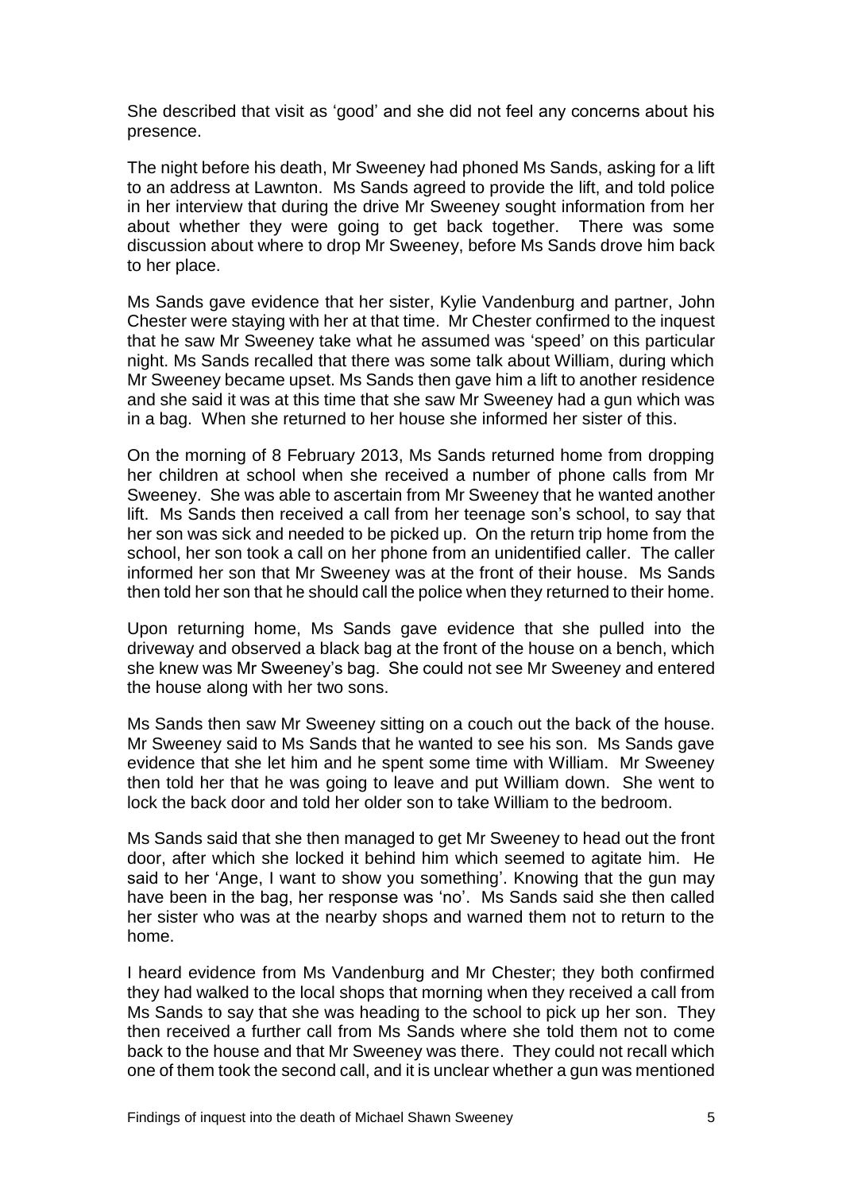She described that visit as 'good' and she did not feel any concerns about his presence.

The night before his death, Mr Sweeney had phoned Ms Sands, asking for a lift to an address at Lawnton. Ms Sands agreed to provide the lift, and told police in her interview that during the drive Mr Sweeney sought information from her about whether they were going to get back together. There was some discussion about where to drop Mr Sweeney, before Ms Sands drove him back to her place.

Ms Sands gave evidence that her sister, Kylie Vandenburg and partner, John Chester were staying with her at that time. Mr Chester confirmed to the inquest that he saw Mr Sweeney take what he assumed was 'speed' on this particular night. Ms Sands recalled that there was some talk about William, during which Mr Sweeney became upset. Ms Sands then gave him a lift to another residence and she said it was at this time that she saw Mr Sweeney had a gun which was in a bag. When she returned to her house she informed her sister of this.

On the morning of 8 February 2013, Ms Sands returned home from dropping her children at school when she received a number of phone calls from Mr Sweeney. She was able to ascertain from Mr Sweeney that he wanted another lift. Ms Sands then received a call from her teenage son's school, to say that her son was sick and needed to be picked up. On the return trip home from the school, her son took a call on her phone from an unidentified caller. The caller informed her son that Mr Sweeney was at the front of their house. Ms Sands then told her son that he should call the police when they returned to their home.

Upon returning home, Ms Sands gave evidence that she pulled into the driveway and observed a black bag at the front of the house on a bench, which she knew was Mr Sweeney's bag. She could not see Mr Sweeney and entered the house along with her two sons.

Ms Sands then saw Mr Sweeney sitting on a couch out the back of the house. Mr Sweeney said to Ms Sands that he wanted to see his son. Ms Sands gave evidence that she let him and he spent some time with William. Mr Sweeney then told her that he was going to leave and put William down. She went to lock the back door and told her older son to take William to the bedroom.

Ms Sands said that she then managed to get Mr Sweeney to head out the front door, after which she locked it behind him which seemed to agitate him. He said to her 'Ange, I want to show you something'. Knowing that the gun may have been in the bag, her response was 'no'. Ms Sands said she then called her sister who was at the nearby shops and warned them not to return to the home.

I heard evidence from Ms Vandenburg and Mr Chester; they both confirmed they had walked to the local shops that morning when they received a call from Ms Sands to say that she was heading to the school to pick up her son. They then received a further call from Ms Sands where she told them not to come back to the house and that Mr Sweeney was there. They could not recall which one of them took the second call, and it is unclear whether a gun was mentioned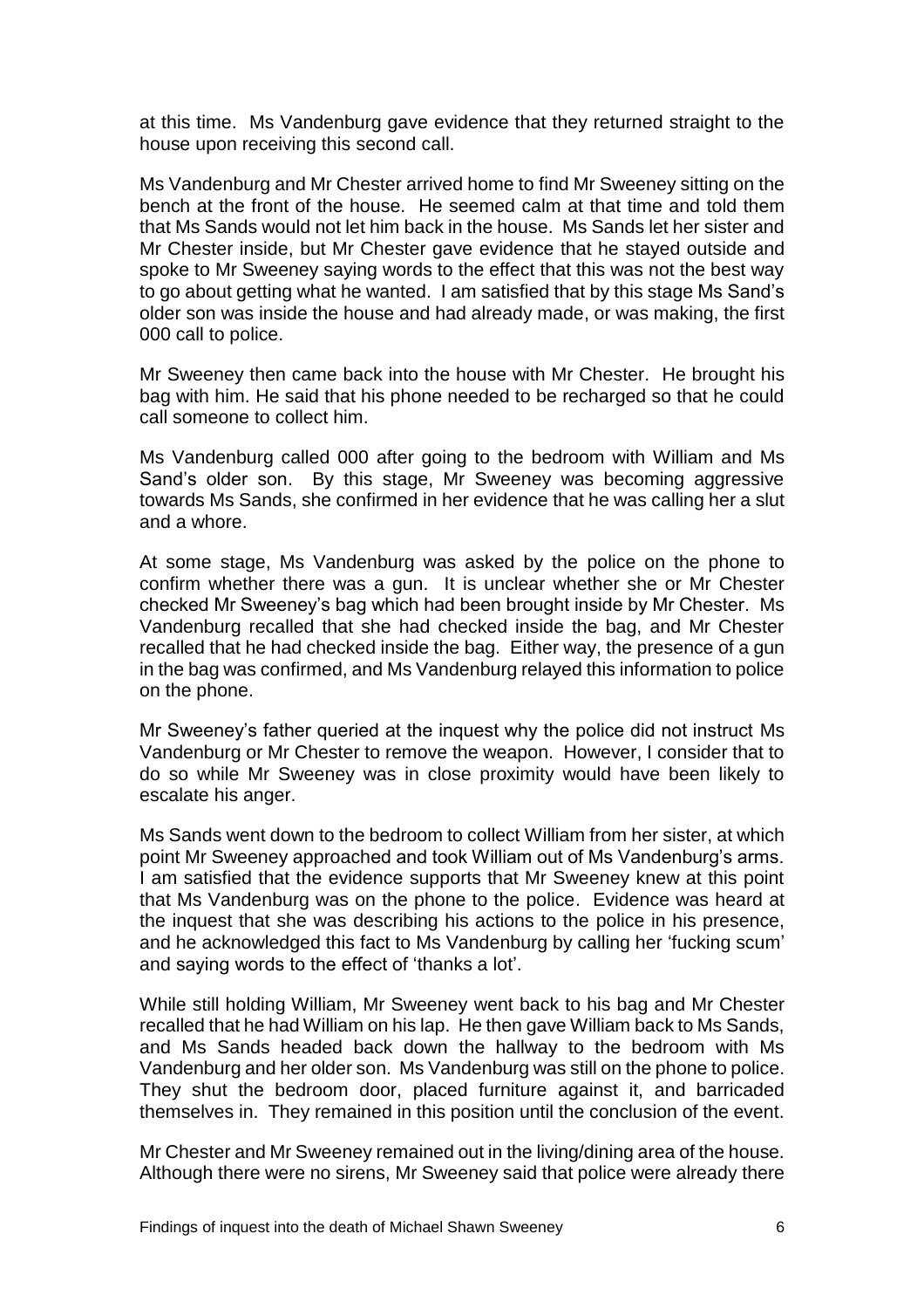at this time. Ms Vandenburg gave evidence that they returned straight to the house upon receiving this second call.

Ms Vandenburg and Mr Chester arrived home to find Mr Sweeney sitting on the bench at the front of the house. He seemed calm at that time and told them that Ms Sands would not let him back in the house. Ms Sands let her sister and Mr Chester inside, but Mr Chester gave evidence that he stayed outside and spoke to Mr Sweeney saying words to the effect that this was not the best way to go about getting what he wanted. I am satisfied that by this stage Ms Sand's older son was inside the house and had already made, or was making, the first 000 call to police.

Mr Sweeney then came back into the house with Mr Chester. He brought his bag with him. He said that his phone needed to be recharged so that he could call someone to collect him.

Ms Vandenburg called 000 after going to the bedroom with William and Ms Sand's older son. By this stage, Mr Sweeney was becoming aggressive towards Ms Sands, she confirmed in her evidence that he was calling her a slut and a whore.

At some stage, Ms Vandenburg was asked by the police on the phone to confirm whether there was a gun. It is unclear whether she or Mr Chester checked Mr Sweeney's bag which had been brought inside by Mr Chester. Ms Vandenburg recalled that she had checked inside the bag, and Mr Chester recalled that he had checked inside the bag. Either way, the presence of a gun in the bag was confirmed, and Ms Vandenburg relayed this information to police on the phone.

Mr Sweeney's father queried at the inquest why the police did not instruct Ms Vandenburg or Mr Chester to remove the weapon. However, I consider that to do so while Mr Sweeney was in close proximity would have been likely to escalate his anger.

Ms Sands went down to the bedroom to collect William from her sister, at which point Mr Sweeney approached and took William out of Ms Vandenburg's arms. I am satisfied that the evidence supports that Mr Sweeney knew at this point that Ms Vandenburg was on the phone to the police. Evidence was heard at the inquest that she was describing his actions to the police in his presence, and he acknowledged this fact to Ms Vandenburg by calling her 'fucking scum' and saying words to the effect of 'thanks a lot'.

While still holding William, Mr Sweeney went back to his bag and Mr Chester recalled that he had William on his lap. He then gave William back to Ms Sands, and Ms Sands headed back down the hallway to the bedroom with Ms Vandenburg and her older son. Ms Vandenburg was still on the phone to police. They shut the bedroom door, placed furniture against it, and barricaded themselves in. They remained in this position until the conclusion of the event.

Mr Chester and Mr Sweeney remained out in the living/dining area of the house. Although there were no sirens, Mr Sweeney said that police were already there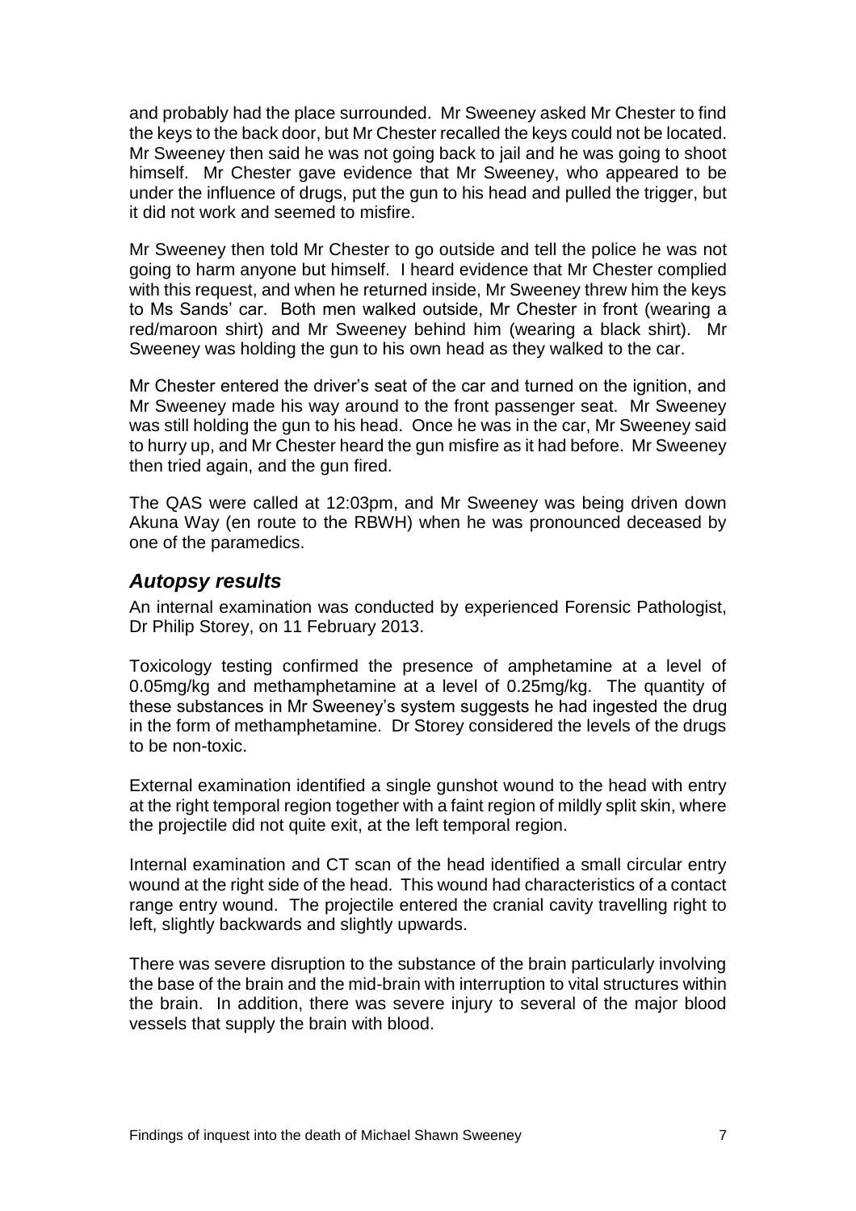and probably had the place surrounded. Mr Sweeney asked Mr Chester to find the keys to the back door, but Mr Chester recalled the keys could not be located. Mr Sweeney then said he was not going back to jail and he was going to shoot himself. Mr Chester gave evidence that Mr Sweeney, who appeared to be under the influence of drugs, put the gun to his head and pulled the trigger, but it did not work and seemed to misfire.

Mr Sweeney then told Mr Chester to go outside and tell the police he was not going to harm anyone but himself. I heard evidence that Mr Chester complied with this request, and when he returned inside, Mr Sweeney threw him the keys to Ms Sands' car. Both men walked outside, Mr Chester in front (wearing a red/maroon shirt) and Mr Sweeney behind him (wearing a black shirt). Mr Sweeney was holding the gun to his own head as they walked to the car.

Mr Chester entered the driver's seat of the car and turned on the ignition, and Mr Sweeney made his way around to the front passenger seat. Mr Sweeney was still holding the gun to his head. Once he was in the car, Mr Sweeney said to hurry up, and Mr Chester heard the gun misfire as it had before. Mr Sweeney then tried again, and the gun fired.

The QAS were called at 12:03pm, and Mr Sweeney was being driven down Akuna Way (en route to the RBWH) when he was pronounced deceased by one of the paramedics.

## *Autopsy results*

An internal examination was conducted by experienced Forensic Pathologist, Dr Philip Storey, on 11 February 2013.

Toxicology testing confirmed the presence of amphetamine at a level of 0.05mg/kg and methamphetamine at a level of 0.25mg/kg. The quantity of these substances in Mr Sweeney's system suggests he had ingested the drug in the form of methamphetamine. Dr Storey considered the levels of the drugs to be non-toxic.

External examination identified a single gunshot wound to the head with entry at the right temporal region together with a faint region of mildly split skin, where the projectile did not quite exit, at the left temporal region.

Internal examination and CT scan of the head identified a small circular entry wound at the right side of the head. This wound had characteristics of a contact range entry wound. The projectile entered the cranial cavity travelling right to left, slightly backwards and slightly upwards.

There was severe disruption to the substance of the brain particularly involving the base of the brain and the mid-brain with interruption to vital structures within the brain. In addition, there was severe injury to several of the major blood vessels that supply the brain with blood.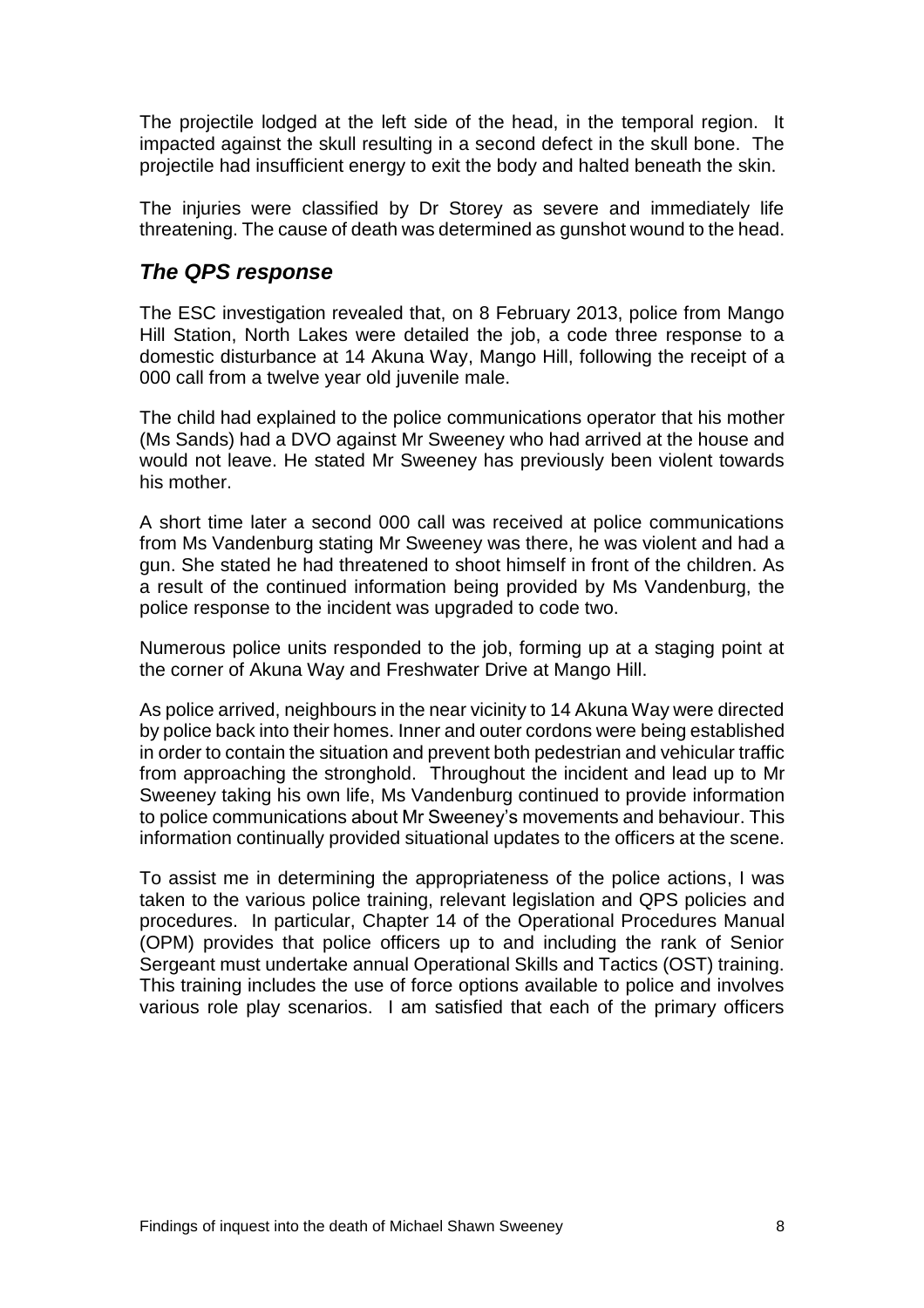The projectile lodged at the left side of the head, in the temporal region. It impacted against the skull resulting in a second defect in the skull bone. The projectile had insufficient energy to exit the body and halted beneath the skin.

The injuries were classified by Dr Storey as severe and immediately life threatening. The cause of death was determined as gunshot wound to the head.

## *The QPS response*

The ESC investigation revealed that, on 8 February 2013, police from Mango Hill Station, North Lakes were detailed the job, a code three response to a domestic disturbance at 14 Akuna Way, Mango Hill, following the receipt of a 000 call from a twelve year old juvenile male.

The child had explained to the police communications operator that his mother (Ms Sands) had a DVO against Mr Sweeney who had arrived at the house and would not leave. He stated Mr Sweeney has previously been violent towards his mother.

A short time later a second 000 call was received at police communications from Ms Vandenburg stating Mr Sweeney was there, he was violent and had a gun. She stated he had threatened to shoot himself in front of the children. As a result of the continued information being provided by Ms Vandenburg, the police response to the incident was upgraded to code two.

Numerous police units responded to the job, forming up at a staging point at the corner of Akuna Way and Freshwater Drive at Mango Hill.

As police arrived, neighbours in the near vicinity to 14 Akuna Way were directed by police back into their homes. Inner and outer cordons were being established in order to contain the situation and prevent both pedestrian and vehicular traffic from approaching the stronghold. Throughout the incident and lead up to Mr Sweeney taking his own life, Ms Vandenburg continued to provide information to police communications about Mr Sweeney's movements and behaviour. This information continually provided situational updates to the officers at the scene.

To assist me in determining the appropriateness of the police actions, I was taken to the various police training, relevant legislation and QPS policies and procedures. In particular, Chapter 14 of the Operational Procedures Manual (OPM) provides that police officers up to and including the rank of Senior Sergeant must undertake annual Operational Skills and Tactics (OST) training. This training includes the use of force options available to police and involves various role play scenarios. I am satisfied that each of the primary officers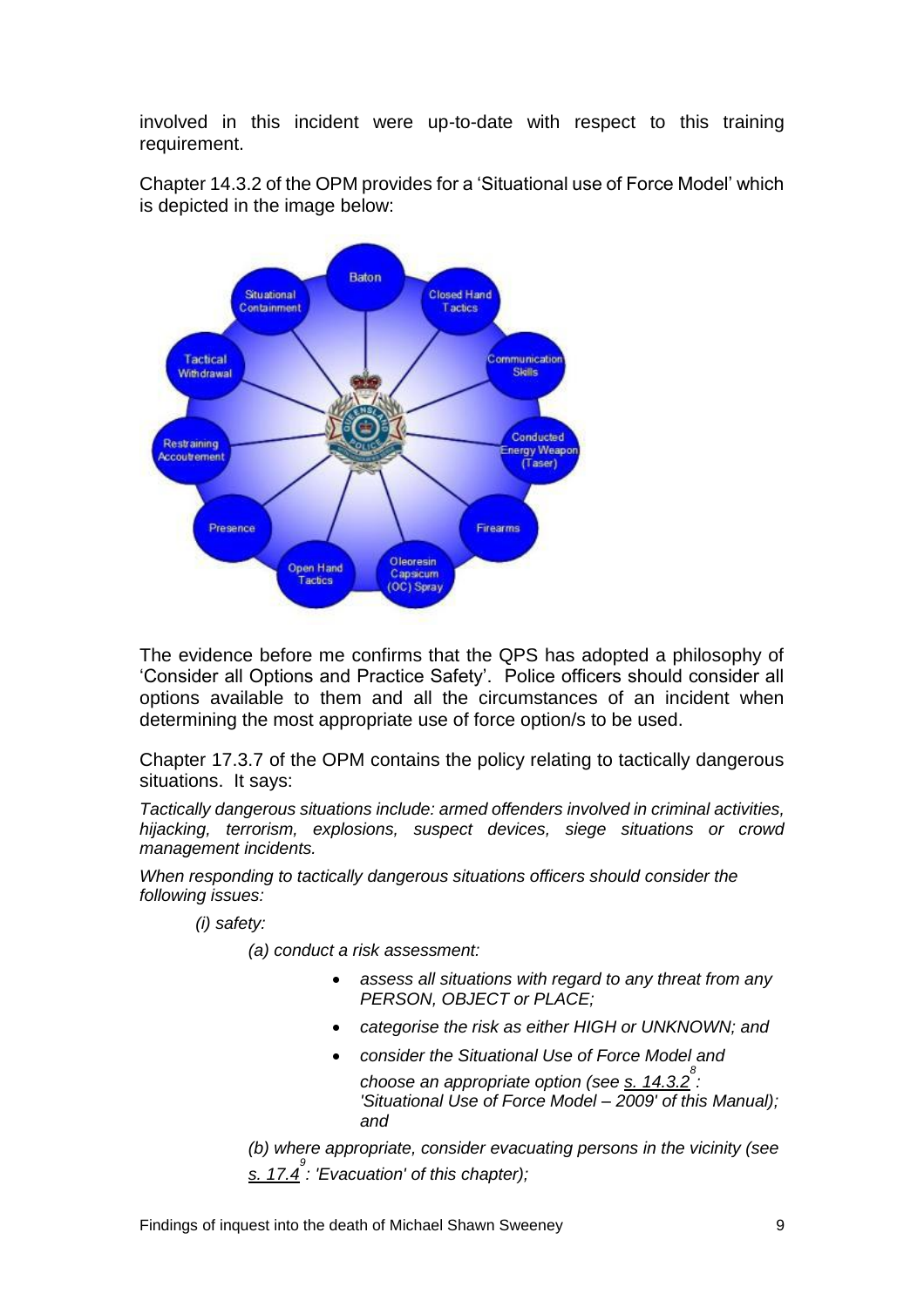involved in this incident were up-to-date with respect to this training requirement.

Chapter 14.3.2 of the OPM provides for a 'Situational use of Force Model' which is depicted in the image below:

The evidence before me confirms that the QPS has adopted a philosophy of 'Consider all Options and Practice Safety'. Police officers should consider all options available to them and all the circumstances of an incident when determining the most appropriate use of force option/s to be used.

Chapter 17.3.7 of the OPM contains the policy relating to tactically dangerous situations. It says:

*Tactically dangerous situations include: armed offenders involved in criminal activities, hijacking, terrorism, explosions, suspect devices, siege situations or crowd management incidents.*

*When responding to tactically dangerous situations officers should consider the following issues:*

*(i) safety:*

*(a) conduct a risk assessment:*

- *assess all situations with regard to any threat from any PERSON, OBJECT or PLACE;*
- *categorise the risk as either HIGH or UNKNOWN; and*
- *consider the Situational Use of Force Model and choose an appropriate option (see s. 14.3.2[8]: 'Situational Use of Force Model – 2009' of this Manual); and*

*(b) where appropriate, consider evacuating persons in the vicinity (see s. 17.4[9]: 'Evacuation' of this chapter);*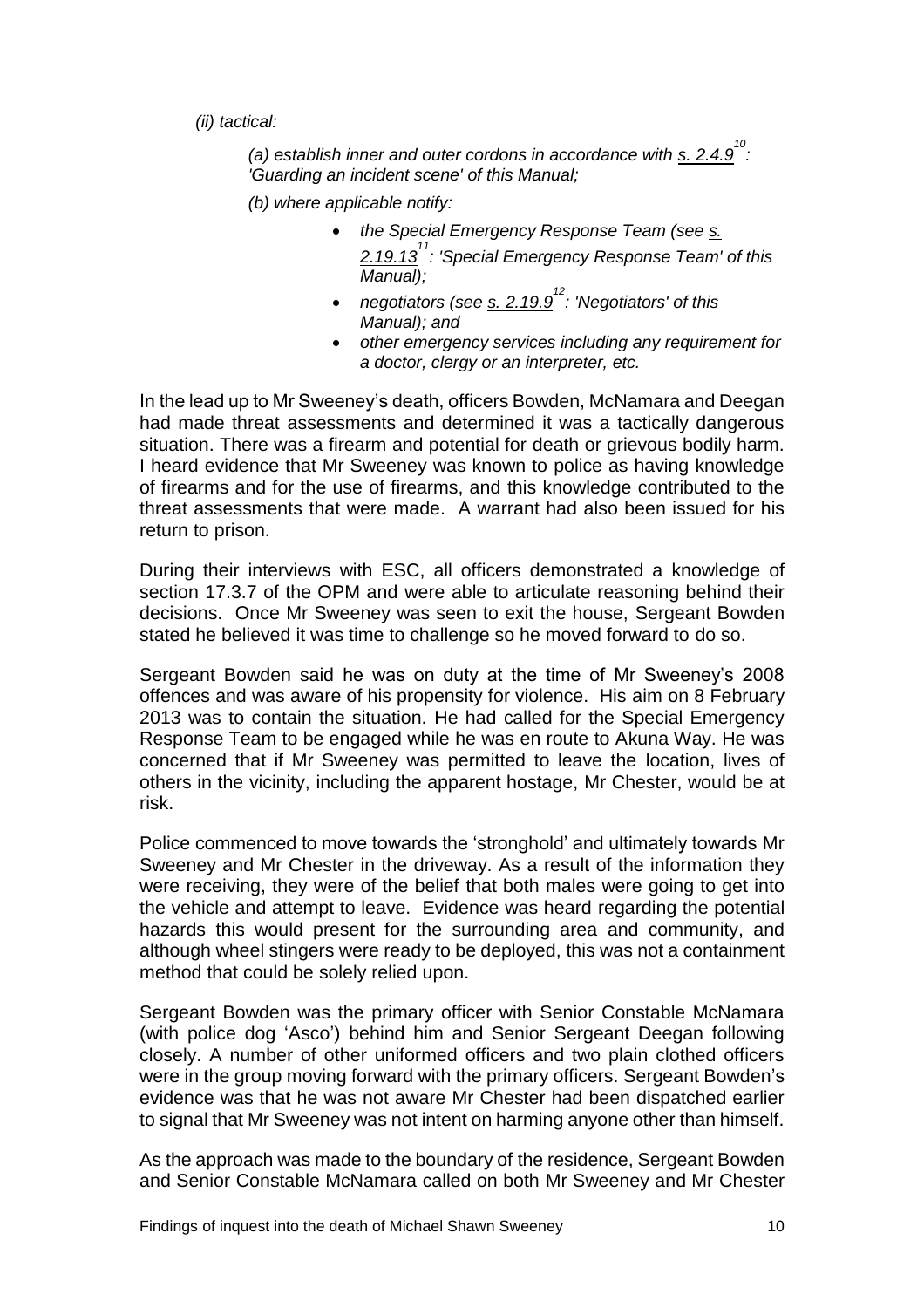*(ii) tactical:*

> *(a) establish inner and outer cordons in accordance with s. 2.4.9[10]: 'Guarding an incident scene' of this Manual;*
>
> *(b) where applicable notify:*
>
> - *the Special Emergency Response Team (see s. 2.19.13[11]: 'Special Emergency Response Team' of this Manual);*
> - *negotiators (see s. 2.19.9[12]: 'Negotiators' of this Manual); and*
> - *other emergency services including any requirement for a doctor, clergy or an interpreter, etc.*

In the lead up to Mr Sweeney's death, officers Bowden, McNamara and Deegan had made threat assessments and determined it was a tactically dangerous situation. There was a firearm and potential for death or grievous bodily harm. I heard evidence that Mr Sweeney was known to police as having knowledge of firearms and for the use of firearms, and this knowledge contributed to the threat assessments that were made. A warrant had also been issued for his return to prison.

During their interviews with ESC, all officers demonstrated a knowledge of section 17.3.7 of the OPM and were able to articulate reasoning behind their decisions. Once Mr Sweeney was seen to exit the house, Sergeant Bowden stated he believed it was time to challenge so he moved forward to do so.

Sergeant Bowden said he was on duty at the time of Mr Sweeney's 2008 offences and was aware of his propensity for violence. His aim on 8 February 2013 was to contain the situation. He had called for the Special Emergency Response Team to be engaged while he was en route to Akuna Way. He was concerned that if Mr Sweeney was permitted to leave the location, lives of others in the vicinity, including the apparent hostage, Mr Chester, would be at risk.

Police commenced to move towards the 'stronghold' and ultimately towards Mr Sweeney and Mr Chester in the driveway. As a result of the information they were receiving, they were of the belief that both males were going to get into the vehicle and attempt to leave. Evidence was heard regarding the potential hazards this would present for the surrounding area and community, and although wheel stingers were ready to be deployed, this was not a containment method that could be solely relied upon.

Sergeant Bowden was the primary officer with Senior Constable McNamara (with police dog 'Asco') behind him and Senior Sergeant Deegan following closely. A number of other uniformed officers and two plain clothed officers were in the group moving forward with the primary officers. Sergeant Bowden's evidence was that he was not aware Mr Chester had been dispatched earlier to signal that Mr Sweeney was not intent on harming anyone other than himself.

As the approach was made to the boundary of the residence, Sergeant Bowden and Senior Constable McNamara called on both Mr Sweeney and Mr Chester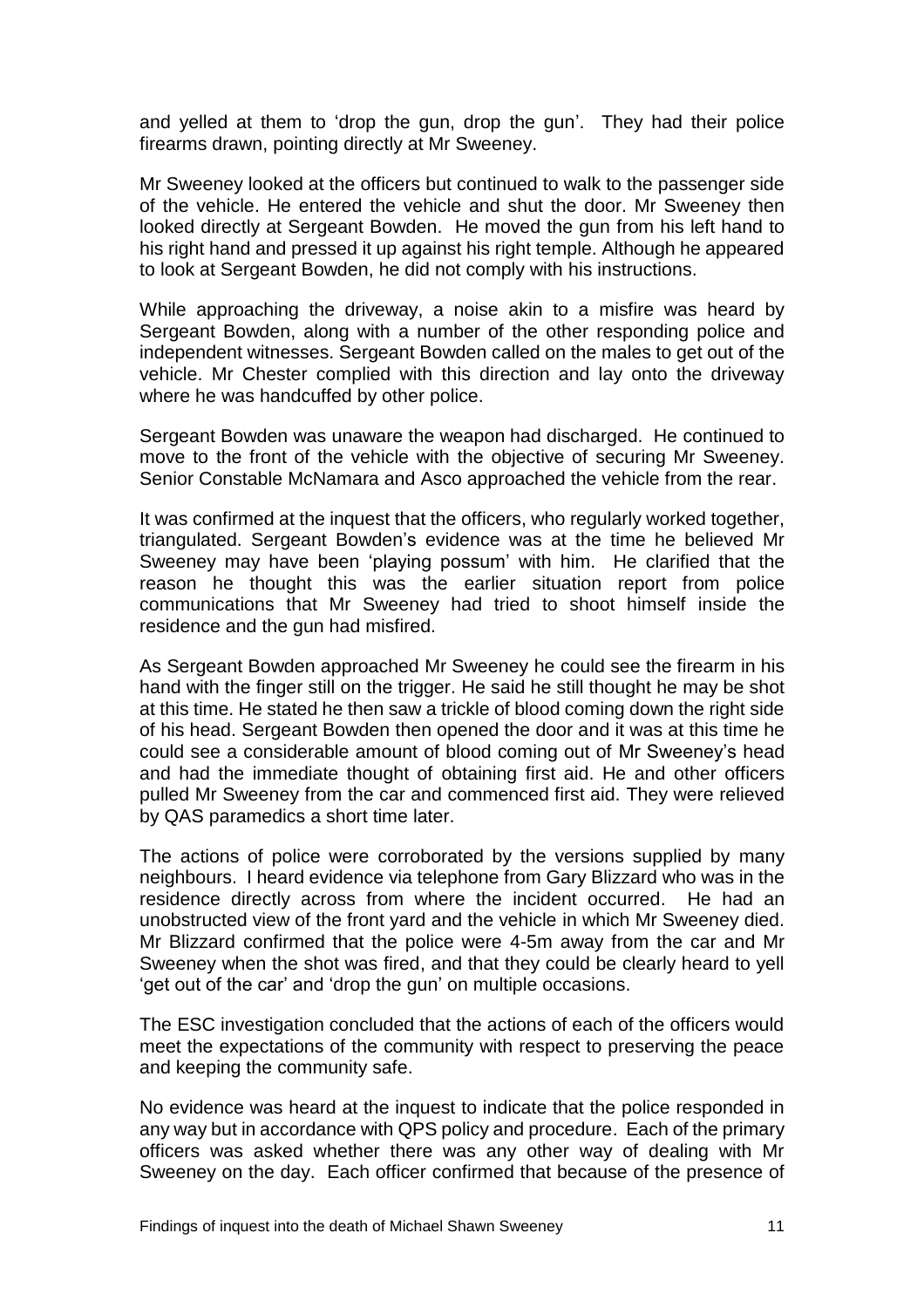and yelled at them to 'drop the gun, drop the gun'. They had their police firearms drawn, pointing directly at Mr Sweeney.

Mr Sweeney looked at the officers but continued to walk to the passenger side of the vehicle. He entered the vehicle and shut the door. Mr Sweeney then looked directly at Sergeant Bowden. He moved the gun from his left hand to his right hand and pressed it up against his right temple. Although he appeared to look at Sergeant Bowden, he did not comply with his instructions.

While approaching the driveway, a noise akin to a misfire was heard by Sergeant Bowden, along with a number of the other responding police and independent witnesses. Sergeant Bowden called on the males to get out of the vehicle. Mr Chester complied with this direction and lay onto the driveway where he was handcuffed by other police.

Sergeant Bowden was unaware the weapon had discharged. He continued to move to the front of the vehicle with the objective of securing Mr Sweeney. Senior Constable McNamara and Asco approached the vehicle from the rear.

It was confirmed at the inquest that the officers, who regularly worked together, triangulated. Sergeant Bowden's evidence was at the time he believed Mr Sweeney may have been 'playing possum' with him. He clarified that the reason he thought this was the earlier situation report from police communications that Mr Sweeney had tried to shoot himself inside the residence and the gun had misfired.

As Sergeant Bowden approached Mr Sweeney he could see the firearm in his hand with the finger still on the trigger. He said he still thought he may be shot at this time. He stated he then saw a trickle of blood coming down the right side of his head. Sergeant Bowden then opened the door and it was at this time he could see a considerable amount of blood coming out of Mr Sweeney's head and had the immediate thought of obtaining first aid. He and other officers pulled Mr Sweeney from the car and commenced first aid. They were relieved by QAS paramedics a short time later.

The actions of police were corroborated by the versions supplied by many neighbours. I heard evidence via telephone from Gary Blizzard who was in the residence directly across from where the incident occurred. He had an unobstructed view of the front yard and the vehicle in which Mr Sweeney died. Mr Blizzard confirmed that the police were 4-5m away from the car and Mr Sweeney when the shot was fired, and that they could be clearly heard to yell 'get out of the car' and 'drop the gun' on multiple occasions.

The ESC investigation concluded that the actions of each of the officers would meet the expectations of the community with respect to preserving the peace and keeping the community safe.

No evidence was heard at the inquest to indicate that the police responded in any way but in accordance with QPS policy and procedure. Each of the primary officers was asked whether there was any other way of dealing with Mr Sweeney on the day. Each officer confirmed that because of the presence of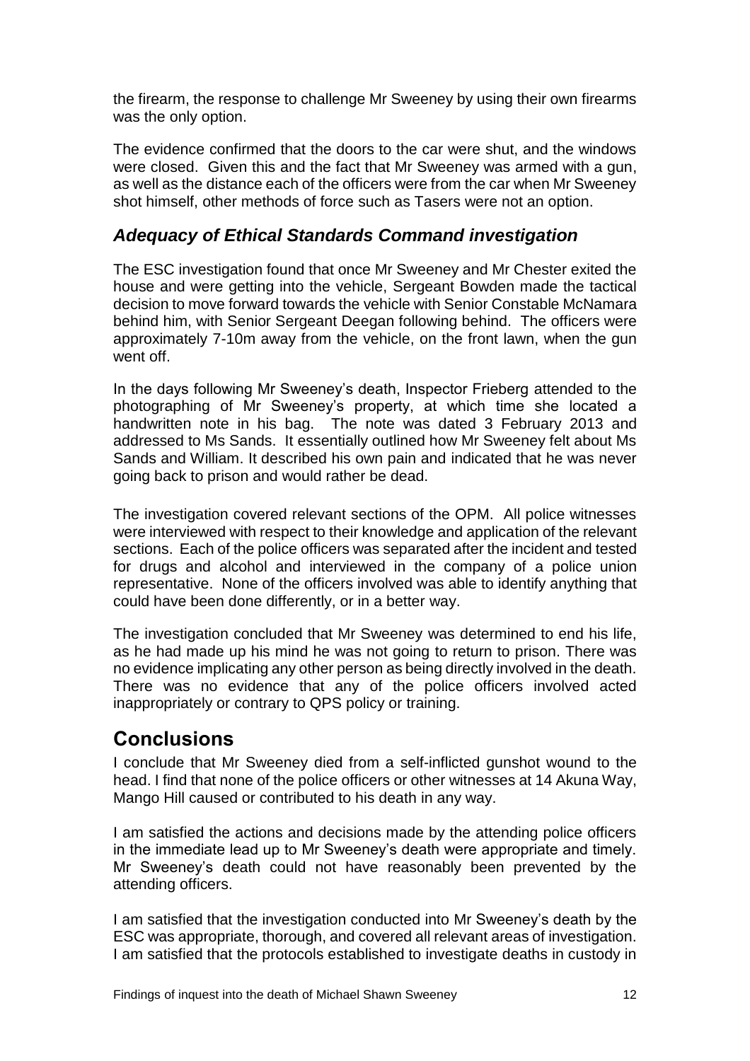the firearm, the response to challenge Mr Sweeney by using their own firearms was the only option.

The evidence confirmed that the doors to the car were shut, and the windows were closed. Given this and the fact that Mr Sweeney was armed with a gun, as well as the distance each of the officers were from the car when Mr Sweeney shot himself, other methods of force such as Tasers were not an option.

## *Adequacy of Ethical Standards Command investigation*

The ESC investigation found that once Mr Sweeney and Mr Chester exited the house and were getting into the vehicle, Sergeant Bowden made the tactical decision to move forward towards the vehicle with Senior Constable McNamara behind him, with Senior Sergeant Deegan following behind. The officers were approximately 7-10m away from the vehicle, on the front lawn, when the gun went off.

In the days following Mr Sweeney's death, Inspector Frieberg attended to the photographing of Mr Sweeney's property, at which time she located a handwritten note in his bag. The note was dated 3 February 2013 and addressed to Ms Sands. It essentially outlined how Mr Sweeney felt about Ms Sands and William. It described his own pain and indicated that he was never going back to prison and would rather be dead.

The investigation covered relevant sections of the OPM. All police witnesses were interviewed with respect to their knowledge and application of the relevant sections. Each of the police officers was separated after the incident and tested for drugs and alcohol and interviewed in the company of a police union representative. None of the officers involved was able to identify anything that could have been done differently, or in a better way.

The investigation concluded that Mr Sweeney was determined to end his life, as he had made up his mind he was not going to return to prison. There was no evidence implicating any other person as being directly involved in the death. There was no evidence that any of the police officers involved acted inappropriately or contrary to QPS policy or training.

# Conclusions

I conclude that Mr Sweeney died from a self-inflicted gunshot wound to the head. I find that none of the police officers or other witnesses at 14 Akuna Way, Mango Hill caused or contributed to his death in any way.

I am satisfied the actions and decisions made by the attending police officers in the immediate lead up to Mr Sweeney's death were appropriate and timely. Mr Sweeney's death could not have reasonably been prevented by the attending officers.

I am satisfied that the investigation conducted into Mr Sweeney's death by the ESC was appropriate, thorough, and covered all relevant areas of investigation. I am satisfied that the protocols established to investigate deaths in custody in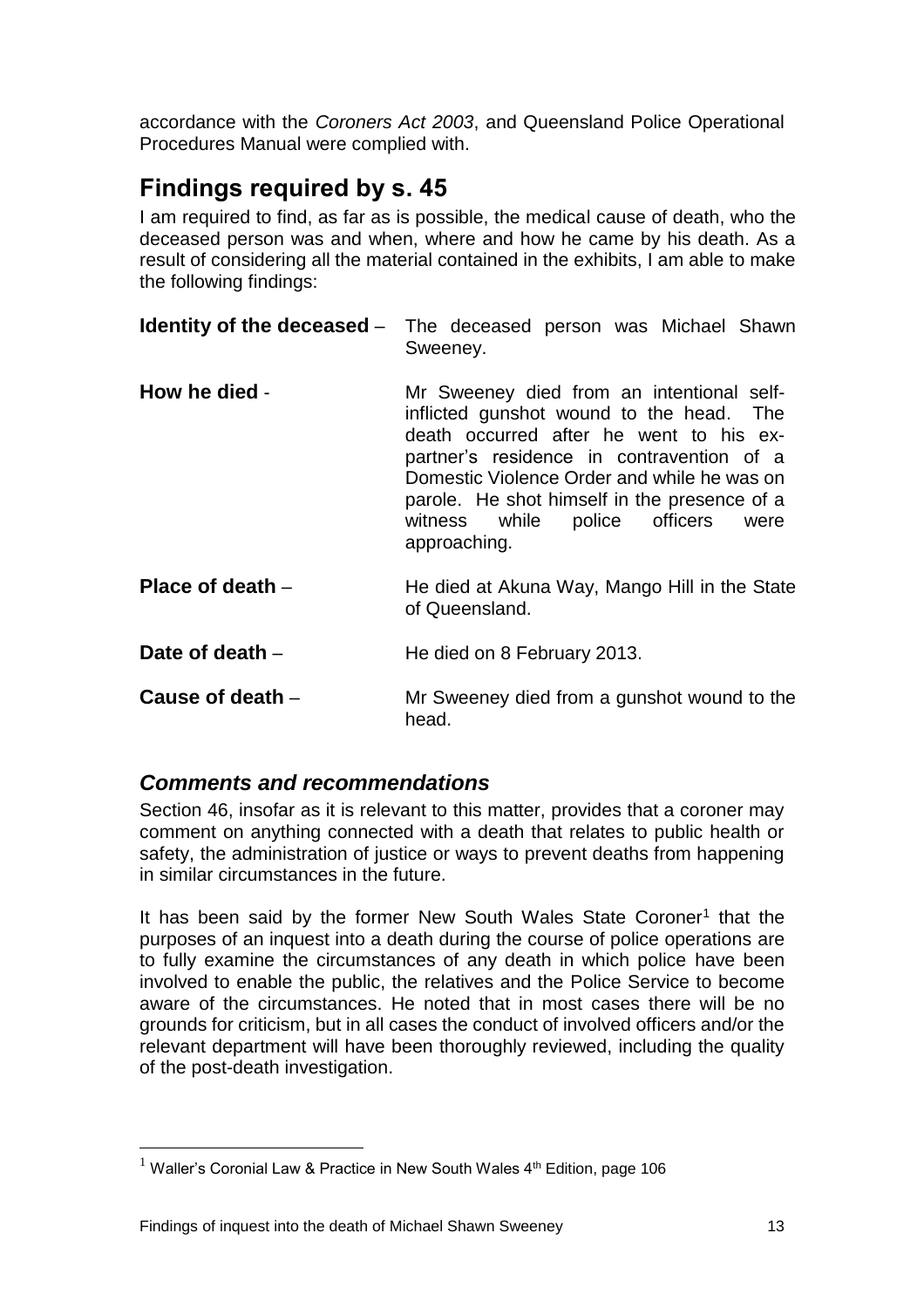accordance with the *Coroners Act 2003*, and Queensland Police Operational Procedures Manual were complied with.

## Findings required by s. 45

I am required to find, as far as is possible, the medical cause of death, who the deceased person was and when, where and how he came by his death. As a result of considering all the material contained in the exhibits, I am able to make the following findings:

| | |
|---|---|
| **Identity of the deceased** – | The deceased person was Michael Shawn Sweeney. |
| **How he died** - | Mr Sweeney died from an intentional self-inflicted gunshot wound to the head. The death occurred after he went to his ex-partner's residence in contravention of a Domestic Violence Order and while he was on parole. He shot himself in the presence of a witness while police officers were approaching. |
| **Place of death** – | He died at Akuna Way, Mango Hill in the State of Queensland. |
| **Date of death** – | He died on 8 February 2013. |
| **Cause of death** – | Mr Sweeney died from a gunshot wound to the head. |

### *Comments and recommendations*

Section 46, insofar as it is relevant to this matter, provides that a coroner may comment on anything connected with a death that relates to public health or safety, the administration of justice or ways to prevent deaths from happening in similar circumstances in the future.

It has been said by the former New South Wales State Coroner[1] that the purposes of an inquest into a death during the course of police operations are to fully examine the circumstances of any death in which police have been involved to enable the public, the relatives and the Police Service to become aware of the circumstances. He noted that in most cases there will be no grounds for criticism, but in all cases the conduct of involved officers and/or the relevant department will have been thoroughly reviewed, including the quality of the post-death investigation.

[1] Waller's Coronial Law & Practice in New South Wales 4th Edition, page 106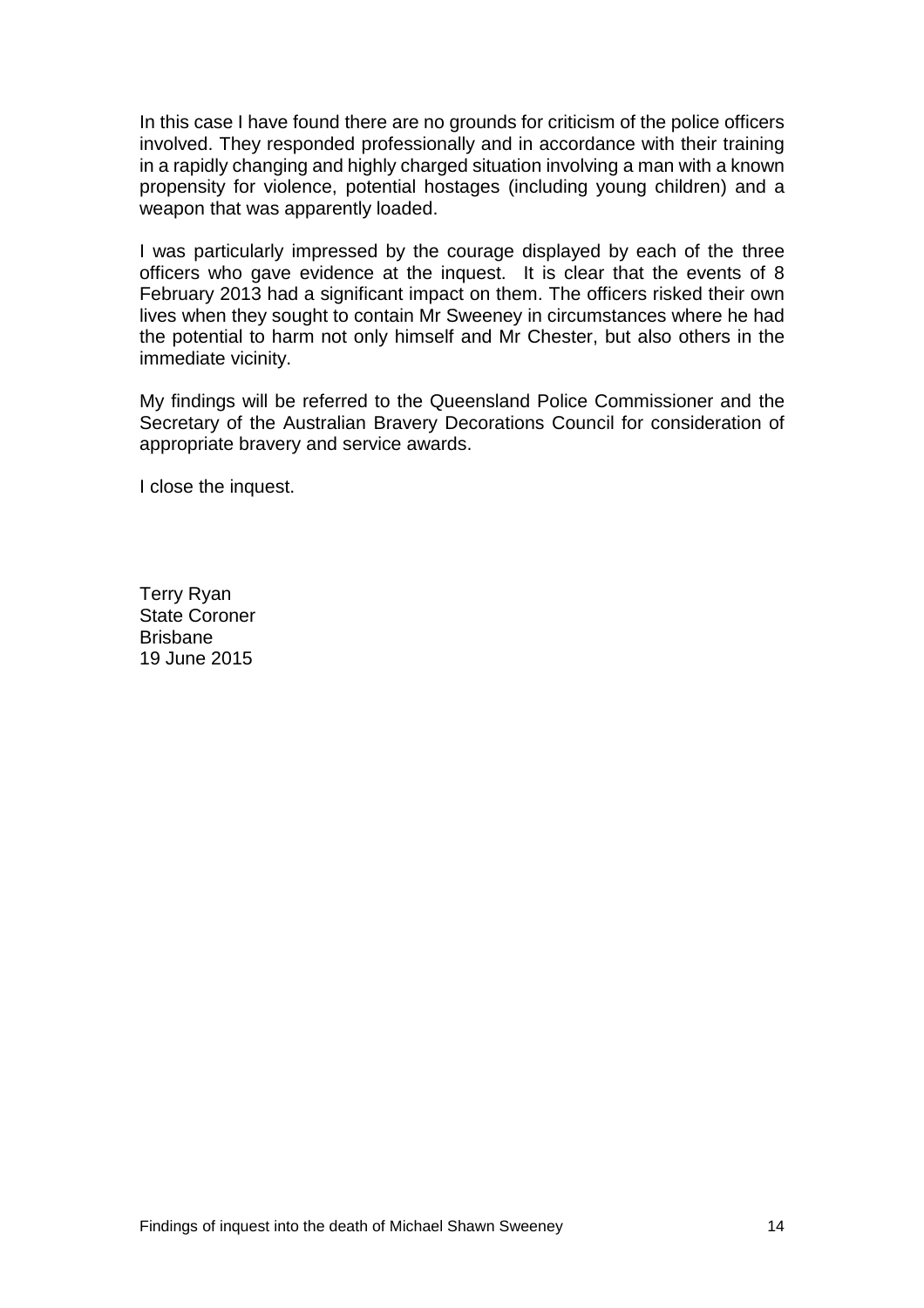In this case I have found there are no grounds for criticism of the police officers involved. They responded professionally and in accordance with their training in a rapidly changing and highly charged situation involving a man with a known propensity for violence, potential hostages (including young children) and a weapon that was apparently loaded.

I was particularly impressed by the courage displayed by each of the three officers who gave evidence at the inquest. It is clear that the events of 8 February 2013 had a significant impact on them. The officers risked their own lives when they sought to contain Mr Sweeney in circumstances where he had the potential to harm not only himself and Mr Chester, but also others in the immediate vicinity.

My findings will be referred to the Queensland Police Commissioner and the Secretary of the Australian Bravery Decorations Council for consideration of appropriate bravery and service awards.

I close the inquest.

Terry Ryan
State Coroner
Brisbane
19 June 2015